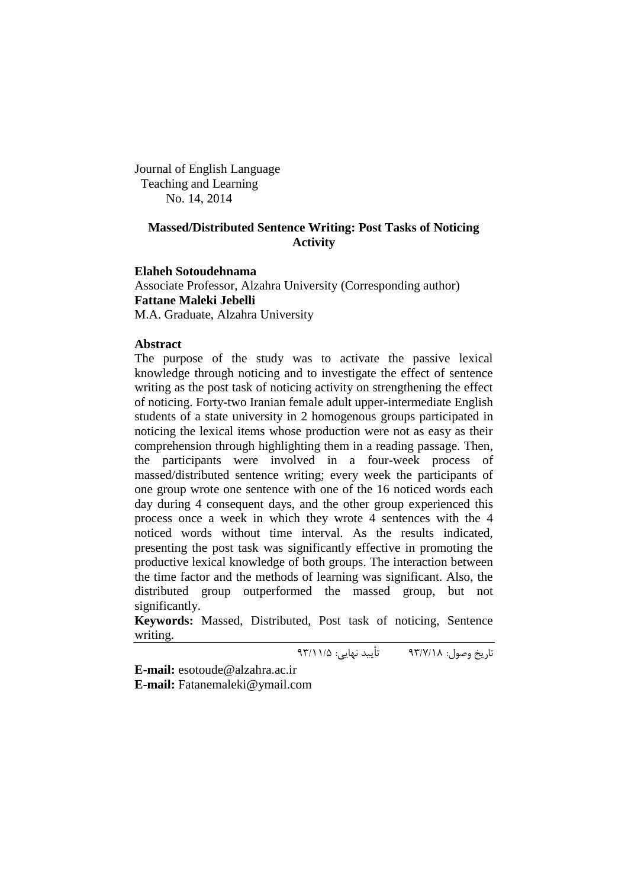Journal of English Language
Teaching and Learning
No. 14, 2014

# Massed/Distributed Sentence Writing: Post Tasks of Noticing Activity

**Elaheh Sotoudehnama**
Associate Professor, Alzahra University (Corresponding author)
**Fattane Maleki Jebelli**
M.A. Graduate, Alzahra University

## Abstract

The purpose of the study was to activate the passive lexical knowledge through noticing and to investigate the effect of sentence writing as the post task of noticing activity on strengthening the effect of noticing. Forty-two Iranian female adult upper-intermediate English students of a state university in 2 homogenous groups participated in noticing the lexical items whose production were not as easy as their comprehension through highlighting them in a reading passage. Then, the participants were involved in a four-week process of massed/distributed sentence writing; every week the participants of one group wrote one sentence with one of the 16 noticed words each day during 4 consequent days, and the other group experienced this process once a week in which they wrote 4 sentences with the 4 noticed words without time interval. As the results indicated, presenting the post task was significantly effective in promoting the productive lexical knowledge of both groups. The interaction between the time factor and the methods of learning was significant. Also, the distributed group outperformed the massed group, but not significantly.

**Keywords:** Massed, Distributed, Post task of noticing, Sentence writing.

تاریخ وصول: ۹۳/۷/۱۸ تأیید نهایی: ۹۳/۱۱/۵

**E-mail:** esotoude@alzahra.ac.ir
**E-mail:** Fatanemaleki@ymail.com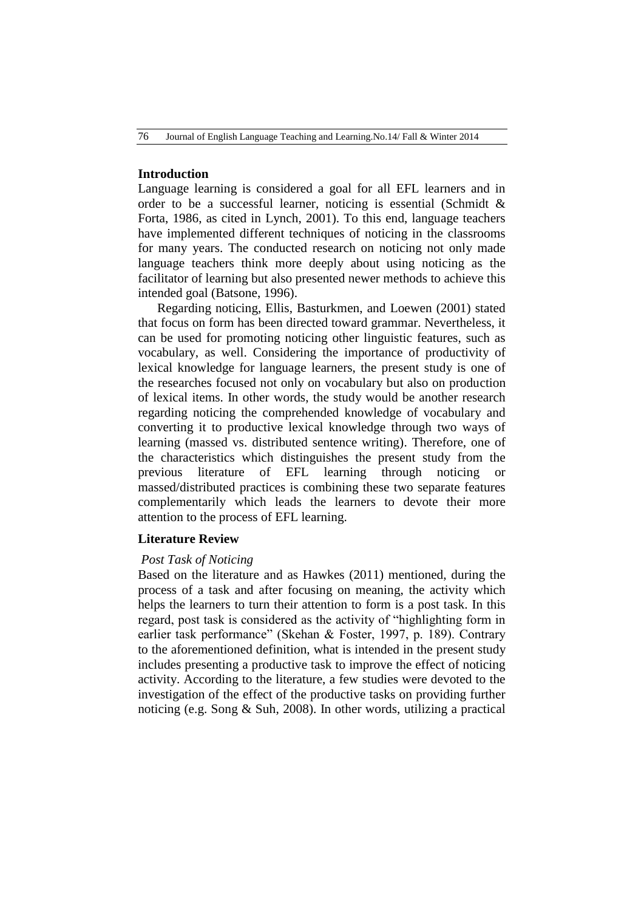## Introduction

Language learning is considered a goal for all EFL learners and in order to be a successful learner, noticing is essential (Schmidt & Forta, 1986, as cited in Lynch, 2001). To this end, language teachers have implemented different techniques of noticing in the classrooms for many years. The conducted research on noticing not only made language teachers think more deeply about using noticing as the facilitator of learning but also presented newer methods to achieve this intended goal (Batsone, 1996).

Regarding noticing, Ellis, Basturkmen, and Loewen (2001) stated that focus on form has been directed toward grammar. Nevertheless, it can be used for promoting noticing other linguistic features, such as vocabulary, as well. Considering the importance of productivity of lexical knowledge for language learners, the present study is one of the researches focused not only on vocabulary but also on production of lexical items. In other words, the study would be another research regarding noticing the comprehended knowledge of vocabulary and converting it to productive lexical knowledge through two ways of learning (massed vs. distributed sentence writing). Therefore, one of the characteristics which distinguishes the present study from the previous literature of EFL learning through noticing or massed/distributed practices is combining these two separate features complementarily which leads the learners to devote their more attention to the process of EFL learning.

## Literature Review

### *Post Task of Noticing*

Based on the literature and as Hawkes (2011) mentioned, during the process of a task and after focusing on meaning, the activity which helps the learners to turn their attention to form is a post task. In this regard, post task is considered as the activity of "highlighting form in earlier task performance" (Skehan & Foster, 1997, p. 189). Contrary to the aforementioned definition, what is intended in the present study includes presenting a productive task to improve the effect of noticing activity. According to the literature, a few studies were devoted to the investigation of the effect of the productive tasks on providing further noticing (e.g. Song & Suh, 2008). In other words, utilizing a practical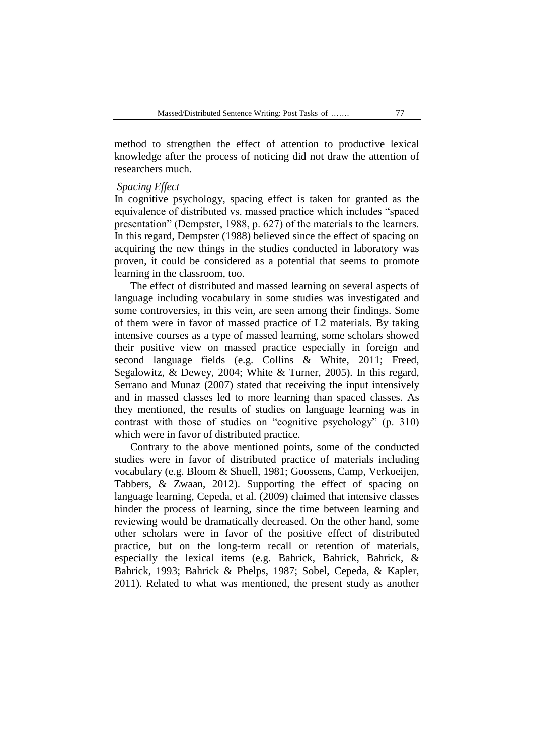method to strengthen the effect of attention to productive lexical knowledge after the process of noticing did not draw the attention of researchers much.

*Spacing Effect*

In cognitive psychology, spacing effect is taken for granted as the equivalence of distributed vs. massed practice which includes "spaced presentation" (Dempster, 1988, p. 627) of the materials to the learners. In this regard, Dempster (1988) believed since the effect of spacing on acquiring the new things in the studies conducted in laboratory was proven, it could be considered as a potential that seems to promote learning in the classroom, too.

The effect of distributed and massed learning on several aspects of language including vocabulary in some studies was investigated and some controversies, in this vein, are seen among their findings. Some of them were in favor of massed practice of L2 materials. By taking intensive courses as a type of massed learning, some scholars showed their positive view on massed practice especially in foreign and second language fields (e.g. Collins & White, 2011; Freed, Segalowitz, & Dewey, 2004; White & Turner, 2005). In this regard, Serrano and Munaz (2007) stated that receiving the input intensively and in massed classes led to more learning than spaced classes. As they mentioned, the results of studies on language learning was in contrast with those of studies on "cognitive psychology" (p. 310) which were in favor of distributed practice.

Contrary to the above mentioned points, some of the conducted studies were in favor of distributed practice of materials including vocabulary (e.g. Bloom & Shuell, 1981; Goossens, Camp, Verkoeijen, Tabbers, & Zwaan, 2012). Supporting the effect of spacing on language learning, Cepeda, et al. (2009) claimed that intensive classes hinder the process of learning, since the time between learning and reviewing would be dramatically decreased. On the other hand, some other scholars were in favor of the positive effect of distributed practice, but on the long-term recall or retention of materials, especially the lexical items (e.g. Bahrick, Bahrick, Bahrick, & Bahrick, 1993; Bahrick & Phelps, 1987; Sobel, Cepeda, & Kapler, 2011). Related to what was mentioned, the present study as another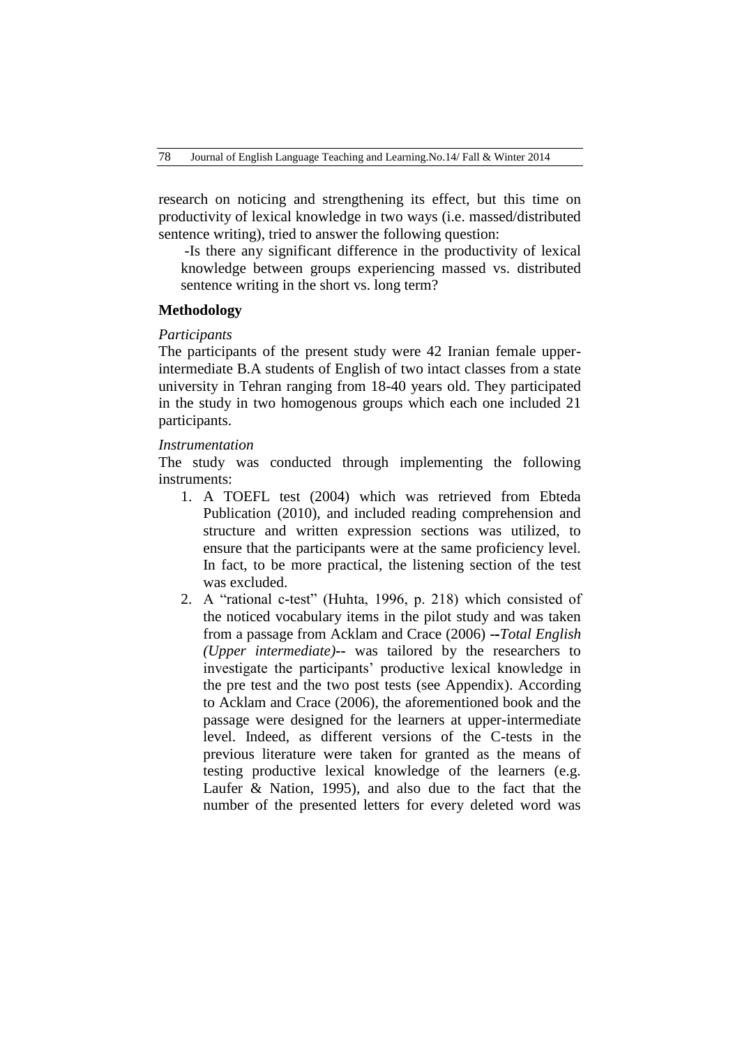research on noticing and strengthening its effect, but this time on productivity of lexical knowledge in two ways (i.e. massed/distributed sentence writing), tried to answer the following question:

-Is there any significant difference in the productivity of lexical knowledge between groups experiencing massed vs. distributed sentence writing in the short vs. long term?

## Methodology

### *Participants*

The participants of the present study were 42 Iranian female upper-intermediate B.A students of English of two intact classes from a state university in Tehran ranging from 18-40 years old. They participated in the study in two homogenous groups which each one included 21 participants.

### *Instrumentation*

The study was conducted through implementing the following instruments:

1. A TOEFL test (2004) which was retrieved from Ebteda Publication (2010), and included reading comprehension and structure and written expression sections was utilized, to ensure that the participants were at the same proficiency level. In fact, to be more practical, the listening section of the test was excluded.
2. A "rational c-test" (Huhta, 1996, p. 218) which consisted of the noticed vocabulary items in the pilot study and was taken from a passage from Acklam and Crace (2006) --*Total English (Upper intermediate)*-- was tailored by the researchers to investigate the participants' productive lexical knowledge in the pre test and the two post tests (see Appendix). According to Acklam and Crace (2006), the aforementioned book and the passage were designed for the learners at upper-intermediate level. Indeed, as different versions of the C-tests in the previous literature were taken for granted as the means of testing productive lexical knowledge of the learners (e.g. Laufer & Nation, 1995), and also due to the fact that the number of the presented letters for every deleted word was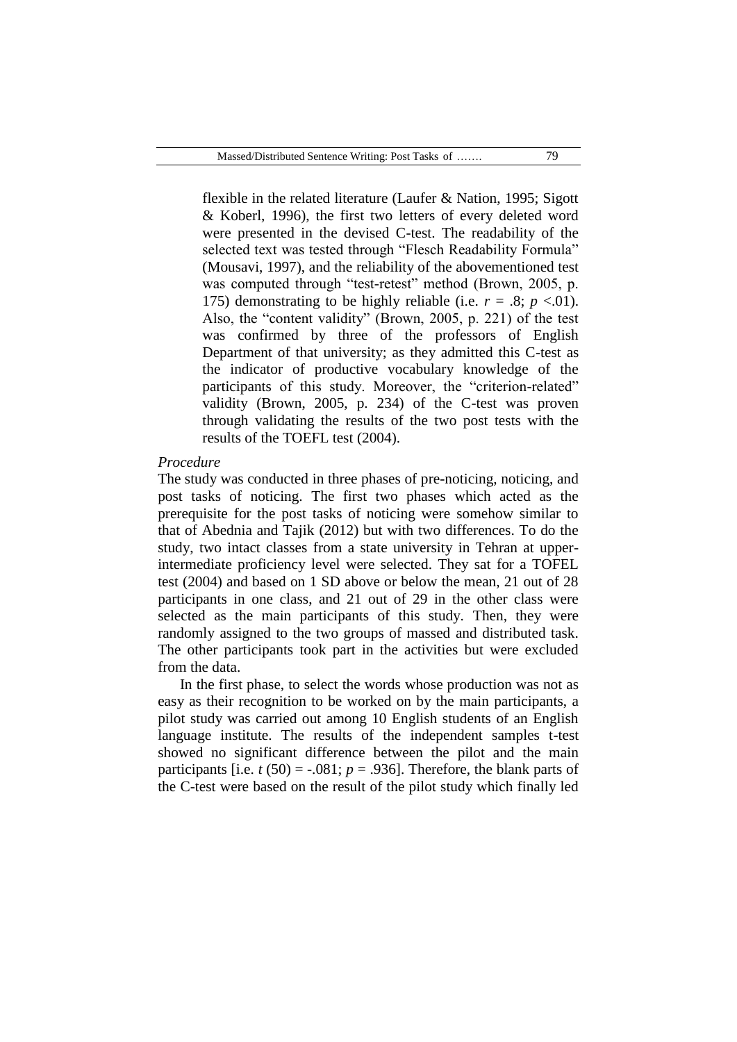flexible in the related literature (Laufer & Nation, 1995; Sigott & Koberl, 1996), the first two letters of every deleted word were presented in the devised C-test. The readability of the selected text was tested through "Flesch Readability Formula" (Mousavi, 1997), and the reliability of the abovementioned test was computed through "test-retest" method (Brown, 2005, p. 175) demonstrating to be highly reliable (i.e. $r = .8$; $p < .01$). Also, the "content validity" (Brown, 2005, p. 221) of the test was confirmed by three of the professors of English Department of that university; as they admitted this C-test as the indicator of productive vocabulary knowledge of the participants of this study. Moreover, the "criterion-related" validity (Brown, 2005, p. 234) of the C-test was proven through validating the results of the two post tests with the results of the TOEFL test (2004).

*Procedure*

The study was conducted in three phases of pre-noticing, noticing, and post tasks of noticing. The first two phases which acted as the prerequisite for the post tasks of noticing were somehow similar to that of Abednia and Tajik (2012) but with two differences. To do the study, two intact classes from a state university in Tehran at upper-intermediate proficiency level were selected. They sat for a TOFEL test (2004) and based on 1 SD above or below the mean, 21 out of 28 participants in one class, and 21 out of 29 in the other class were selected as the main participants of this study. Then, they were randomly assigned to the two groups of massed and distributed task. The other participants took part in the activities but were excluded from the data.

In the first phase, to select the words whose production was not as easy as their recognition to be worked on by the main participants, a pilot study was carried out among 10 English students of an English language institute. The results of the independent samples t-test showed no significant difference between the pilot and the main participants [i.e. $t\,(50) = -.081$; $p = .936$]. Therefore, the blank parts of the C-test were based on the result of the pilot study which finally led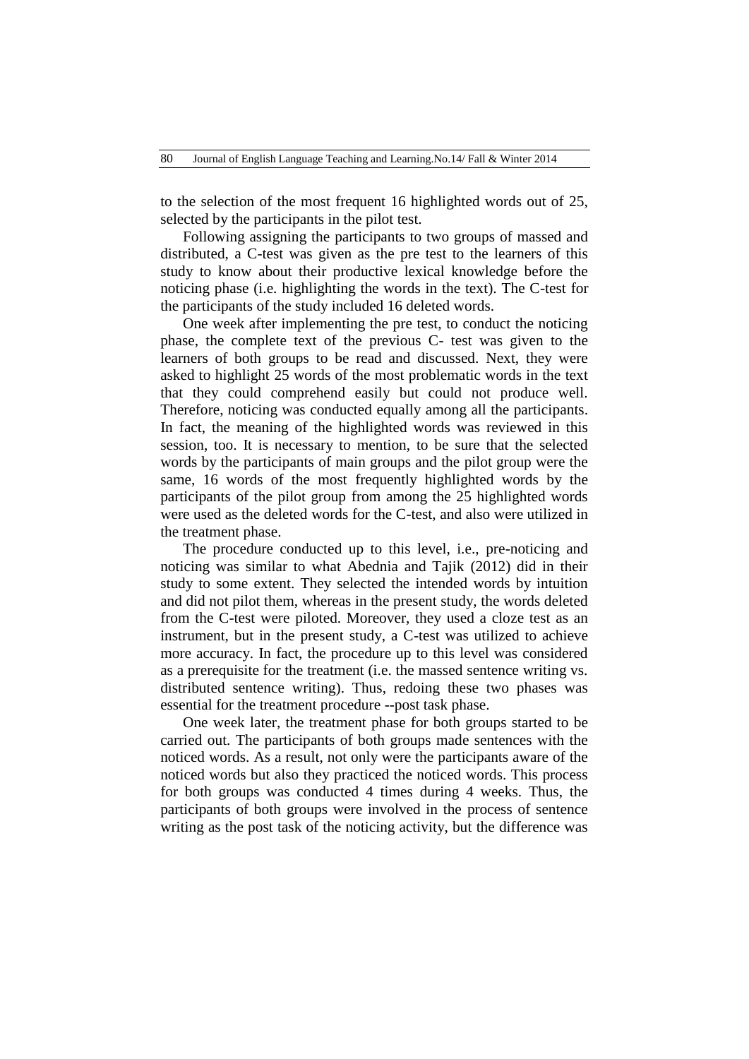to the selection of the most frequent 16 highlighted words out of 25, selected by the participants in the pilot test.

Following assigning the participants to two groups of massed and distributed, a C-test was given as the pre test to the learners of this study to know about their productive lexical knowledge before the noticing phase (i.e. highlighting the words in the text). The C-test for the participants of the study included 16 deleted words.

One week after implementing the pre test, to conduct the noticing phase, the complete text of the previous C- test was given to the learners of both groups to be read and discussed. Next, they were asked to highlight 25 words of the most problematic words in the text that they could comprehend easily but could not produce well. Therefore, noticing was conducted equally among all the participants. In fact, the meaning of the highlighted words was reviewed in this session, too. It is necessary to mention, to be sure that the selected words by the participants of main groups and the pilot group were the same, 16 words of the most frequently highlighted words by the participants of the pilot group from among the 25 highlighted words were used as the deleted words for the C-test, and also were utilized in the treatment phase.

The procedure conducted up to this level, i.e., pre-noticing and noticing was similar to what Abednia and Tajik (2012) did in their study to some extent. They selected the intended words by intuition and did not pilot them, whereas in the present study, the words deleted from the C-test were piloted. Moreover, they used a cloze test as an instrument, but in the present study, a C-test was utilized to achieve more accuracy. In fact, the procedure up to this level was considered as a prerequisite for the treatment (i.e. the massed sentence writing vs. distributed sentence writing). Thus, redoing these two phases was essential for the treatment procedure --post task phase.

One week later, the treatment phase for both groups started to be carried out. The participants of both groups made sentences with the noticed words. As a result, not only were the participants aware of the noticed words but also they practiced the noticed words. This process for both groups was conducted 4 times during 4 weeks. Thus, the participants of both groups were involved in the process of sentence writing as the post task of the noticing activity, but the difference was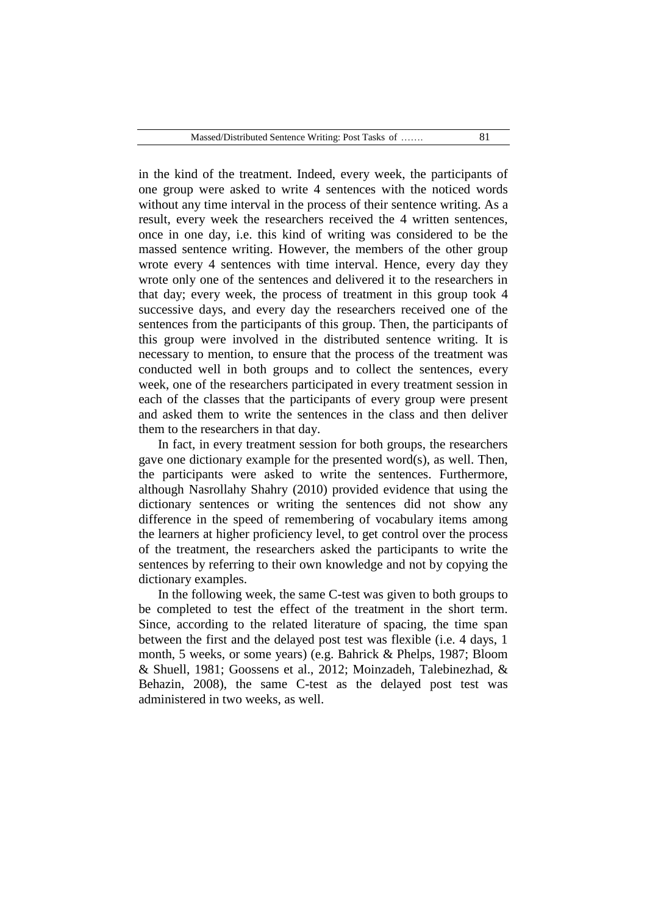in the kind of the treatment. Indeed, every week, the participants of one group were asked to write 4 sentences with the noticed words without any time interval in the process of their sentence writing. As a result, every week the researchers received the 4 written sentences, once in one day, i.e. this kind of writing was considered to be the massed sentence writing. However, the members of the other group wrote every 4 sentences with time interval. Hence, every day they wrote only one of the sentences and delivered it to the researchers in that day; every week, the process of treatment in this group took 4 successive days, and every day the researchers received one of the sentences from the participants of this group. Then, the participants of this group were involved in the distributed sentence writing. It is necessary to mention, to ensure that the process of the treatment was conducted well in both groups and to collect the sentences, every week, one of the researchers participated in every treatment session in each of the classes that the participants of every group were present and asked them to write the sentences in the class and then deliver them to the researchers in that day.

In fact, in every treatment session for both groups, the researchers gave one dictionary example for the presented word(s), as well. Then, the participants were asked to write the sentences. Furthermore, although Nasrollahy Shahry (2010) provided evidence that using the dictionary sentences or writing the sentences did not show any difference in the speed of remembering of vocabulary items among the learners at higher proficiency level, to get control over the process of the treatment, the researchers asked the participants to write the sentences by referring to their own knowledge and not by copying the dictionary examples.

In the following week, the same C-test was given to both groups to be completed to test the effect of the treatment in the short term. Since, according to the related literature of spacing, the time span between the first and the delayed post test was flexible (i.e. 4 days, 1 month, 5 weeks, or some years) (e.g. Bahrick & Phelps, 1987; Bloom & Shuell, 1981; Goossens et al., 2012; Moinzadeh, Talebinezhad, & Behazin, 2008), the same C-test as the delayed post test was administered in two weeks, as well.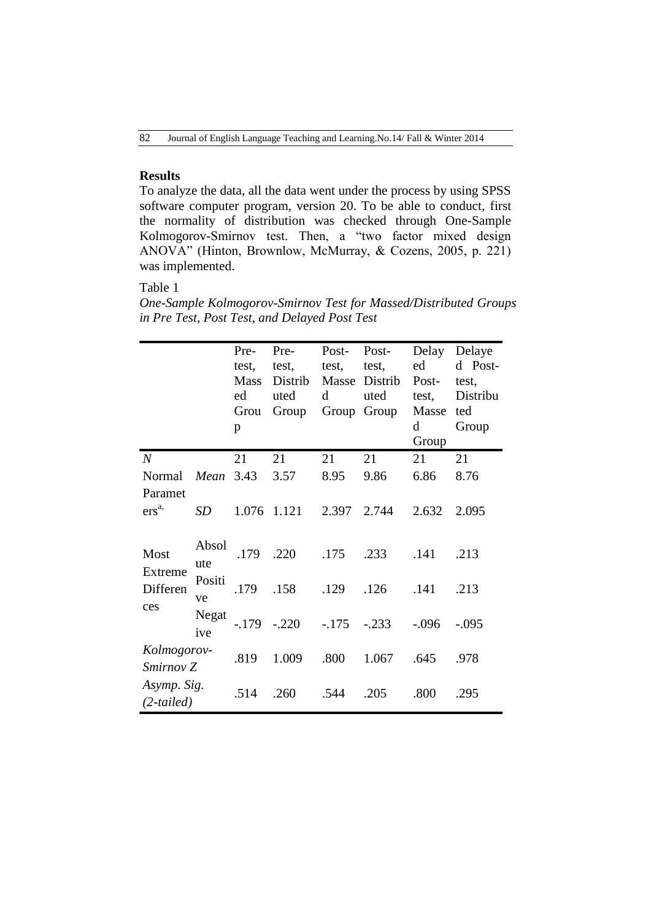## Results

To analyze the data, all the data went under the process by using SPSS software computer program, version 20. To be able to conduct, first the normality of distribution was checked through One-Sample Kolmogorov-Smirnov test. Then, a "two factor mixed design ANOVA" (Hinton, Brownlow, McMurray, & Cozens, 2005, p. 221) was implemented.

Table 1

*One-Sample Kolmogorov-Smirnov Test for Massed/Distributed Groups in Pre Test, Post Test, and Delayed Post Test*

| | | Pre-test, Massed Group | Pre-test, Distributed Group | Post-test, Massed Group | Post-test, Distributed Group | Delayed Post-test, Massed Group | Delayed Post-test, Distributed Group |
|---|---|---|---|---|---|---|---|
| *N* | | 21 | 21 | 21 | 21 | 21 | 21 |
| Normal Parameters[a,] | *Mean* | 3.43 | 3.57 | 8.95 | 9.86 | 6.86 | 8.76 |
| | *SD* | 1.076 | 1.121 | 2.397 | 2.744 | 2.632 | 2.095 |
| Most Extreme Differences | Absolute | .179 | .220 | .175 | .233 | .141 | .213 |
| | Positive | .179 | .158 | .129 | .126 | .141 | .213 |
| | Negative | -.179 | -.220 | -.175 | -.233 | -.096 | -.095 |
| *Kolmogorov-Smirnov Z* | | .819 | 1.009 | .800 | 1.067 | .645 | .978 |
| *Asymp. Sig. (2-tailed)* | | .514 | .260 | .544 | .205 | .800 | .295 |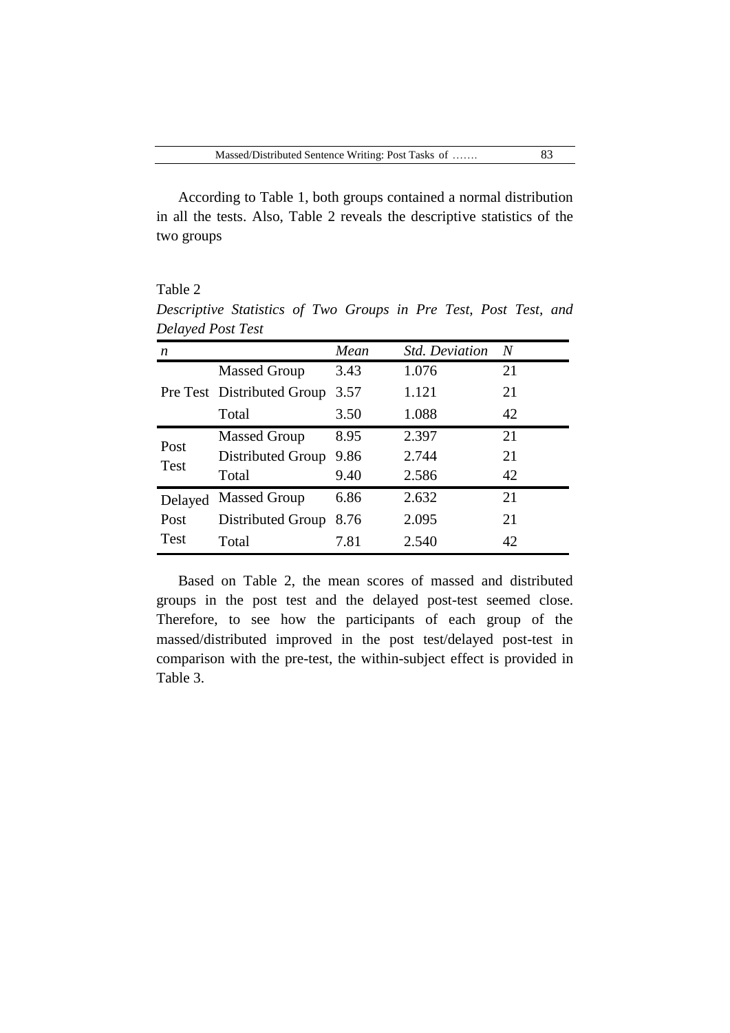According to Table 1, both groups contained a normal distribution in all the tests. Also, Table 2 reveals the descriptive statistics of the two groups

Table 2

*Descriptive Statistics of Two Groups in Pre Test, Post Test, and Delayed Post Test*

| *n* | | *Mean* | *Std. Deviation* | *N* |
|---|---|---|---|---|
| Pre Test | Massed Group | 3.43 | 1.076 | 21 |
| | Distributed Group | 3.57 | 1.121 | 21 |
| | Total | 3.50 | 1.088 | 42 |
| Post Test | Massed Group | 8.95 | 2.397 | 21 |
| | Distributed Group | 9.86 | 2.744 | 21 |
| | Total | 9.40 | 2.586 | 42 |
| Delayed Post Test | Massed Group | 6.86 | 2.632 | 21 |
| | Distributed Group | 8.76 | 2.095 | 21 |
| | Total | 7.81 | 2.540 | 42 |

Based on Table 2, the mean scores of massed and distributed groups in the post test and the delayed post-test seemed close. Therefore, to see how the participants of each group of the massed/distributed improved in the post test/delayed post-test in comparison with the pre-test, the within-subject effect is provided in Table 3.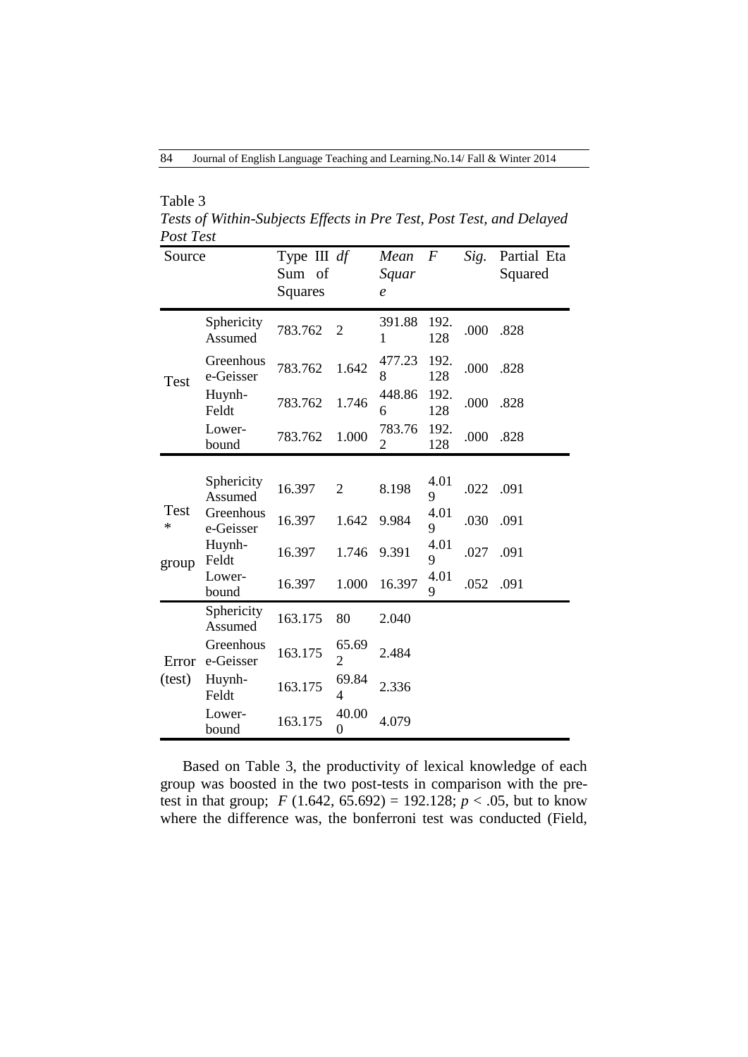Table 3

*Tests of Within-Subjects Effects in Pre Test, Post Test, and Delayed Post Test*

| Source | | Type III Sum of Squares | *df* | *Mean Square* | *F* | *Sig.* | Partial Eta Squared |
|---|---|---|---|---|---|---|---|
| Test | Sphericity Assumed | 783.762 | 2 | 391.881 | 192.128 | .000 | .828 |
| | Greenhouse-Geisser | 783.762 | 1.642 | 477.238 | 192.128 | .000 | .828 |
| | Huynh-Feldt | 783.762 | 1.746 | 448.866 | 192.128 | .000 | .828 |
| | Lower-bound | 783.762 | 1.000 | 783.762 | 192.128 | .000 | .828 |
| Test * group | Sphericity Assumed | 16.397 | 2 | 8.198 | 4.019 | .022 | .091 |
| | Greenhouse-Geisser | 16.397 | 1.642 | 9.984 | 4.019 | .030 | .091 |
| | Huynh-Feldt | 16.397 | 1.746 | 9.391 | 4.019 | .027 | .091 |
| | Lower-bound | 16.397 | 1.000 | 16.397 | 4.019 | .052 | .091 |
| Error (test) | Sphericity Assumed | 163.175 | 80 | 2.040 | | | |
| | Greenhouse-Geisser | 163.175 | 65.692 | 2.484 | | | |
| | Huynh-Feldt | 163.175 | 69.844 | 2.336 | | | |
| | Lower-bound | 163.175 | 40.000 | 4.079 | | | |

Based on Table 3, the productivity of lexical knowledge of each group was boosted in the two post-tests in comparison with the pre-test in that group; $F(1.642, 65.692) = 192.128$; $p < .05$, but to know where the difference was, the bonferroni test was conducted (Field,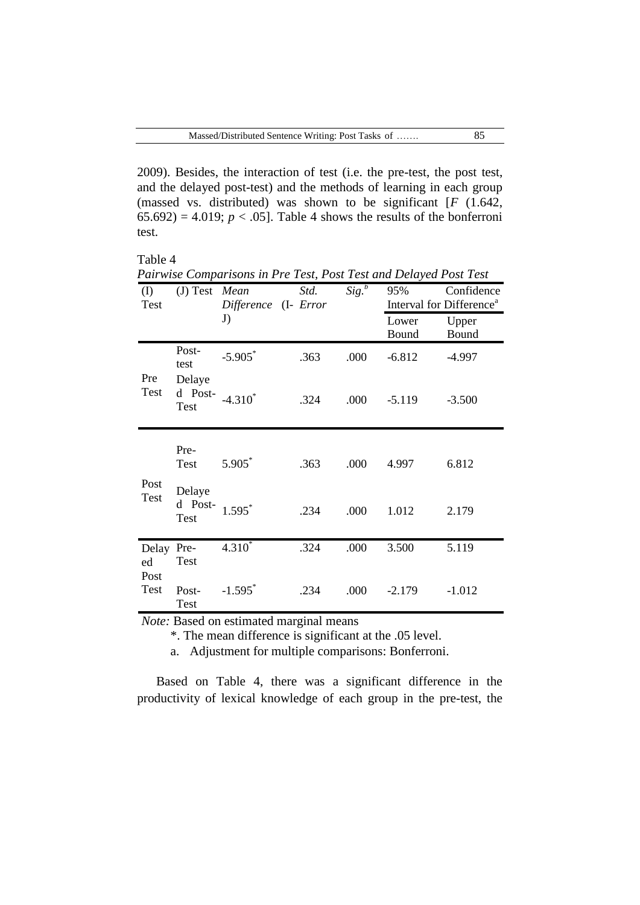2009). Besides, the interaction of test (i.e. the pre-test, the post test, and the delayed post-test) and the methods of learning in each group (massed vs. distributed) was shown to be significant [$F$ (1.642, 65.692) = 4.019; $p < .05$]. Table 4 shows the results of the bonferroni test.

Table 4

*Pairwise Comparisons in Pre Test, Post Test and Delayed Post Test*

| (I) Test | (J) Test | *Mean Difference (I-J)* | *Std. Error* | *Sig.*[b] | 95% Confidence Interval for Difference[a] | |
|---|---|---|---|---|---|---|
| | | | | | Lower Bound | Upper Bound |
| Pre Test | Post-test | -5.905* | .363 | .000 | -6.812 | -4.997 |
| | Delayed Post-Test | -4.310* | .324 | .000 | -5.119 | -3.500 |
| Post Test | Pre-Test | 5.905* | .363 | .000 | 4.997 | 6.812 |
| | Delayed Post-Test | 1.595* | .234 | .000 | 1.012 | 2.179 |
| Delayed Post Test | Pre-Test | 4.310* | .324 | .000 | 3.500 | 5.119 |
| | Post-Test | -1.595* | .234 | .000 | -2.179 | -1.012 |

*Note:* Based on estimated marginal means

*. The mean difference is significant at the .05 level.

a. Adjustment for multiple comparisons: Bonferroni.

Based on Table 4, there was a significant difference in the productivity of lexical knowledge of each group in the pre-test, the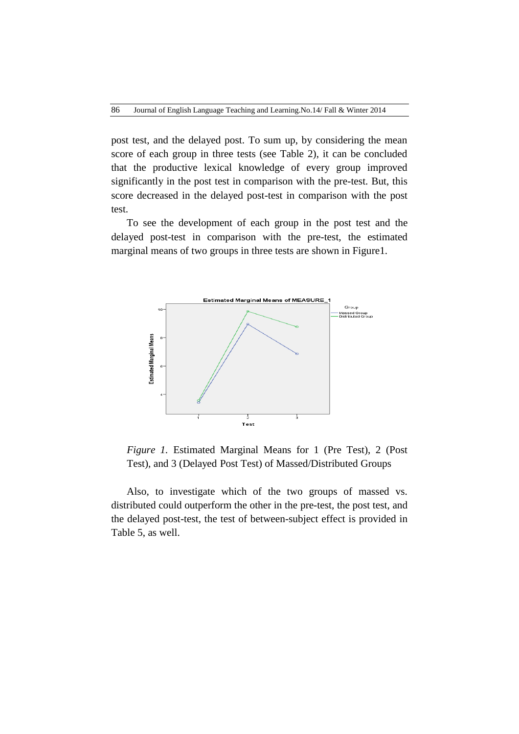post test, and the delayed post. To sum up, by considering the mean score of each group in three tests (see Table 2), it can be concluded that the productive lexical knowledge of every group improved significantly in the post test in comparison with the pre-test. But, this score decreased in the delayed post-test in comparison with the post test.

To see the development of each group in the post test and the delayed post-test in comparison with the pre-test, the estimated marginal means of two groups in three tests are shown in Figure1.

*Figure 1.* Estimated Marginal Means for 1 (Pre Test), 2 (Post Test), and 3 (Delayed Post Test) of Massed/Distributed Groups

Also, to investigate which of the two groups of massed vs. distributed could outperform the other in the pre-test, the post test, and the delayed post-test, the test of between-subject effect is provided in Table 5, as well.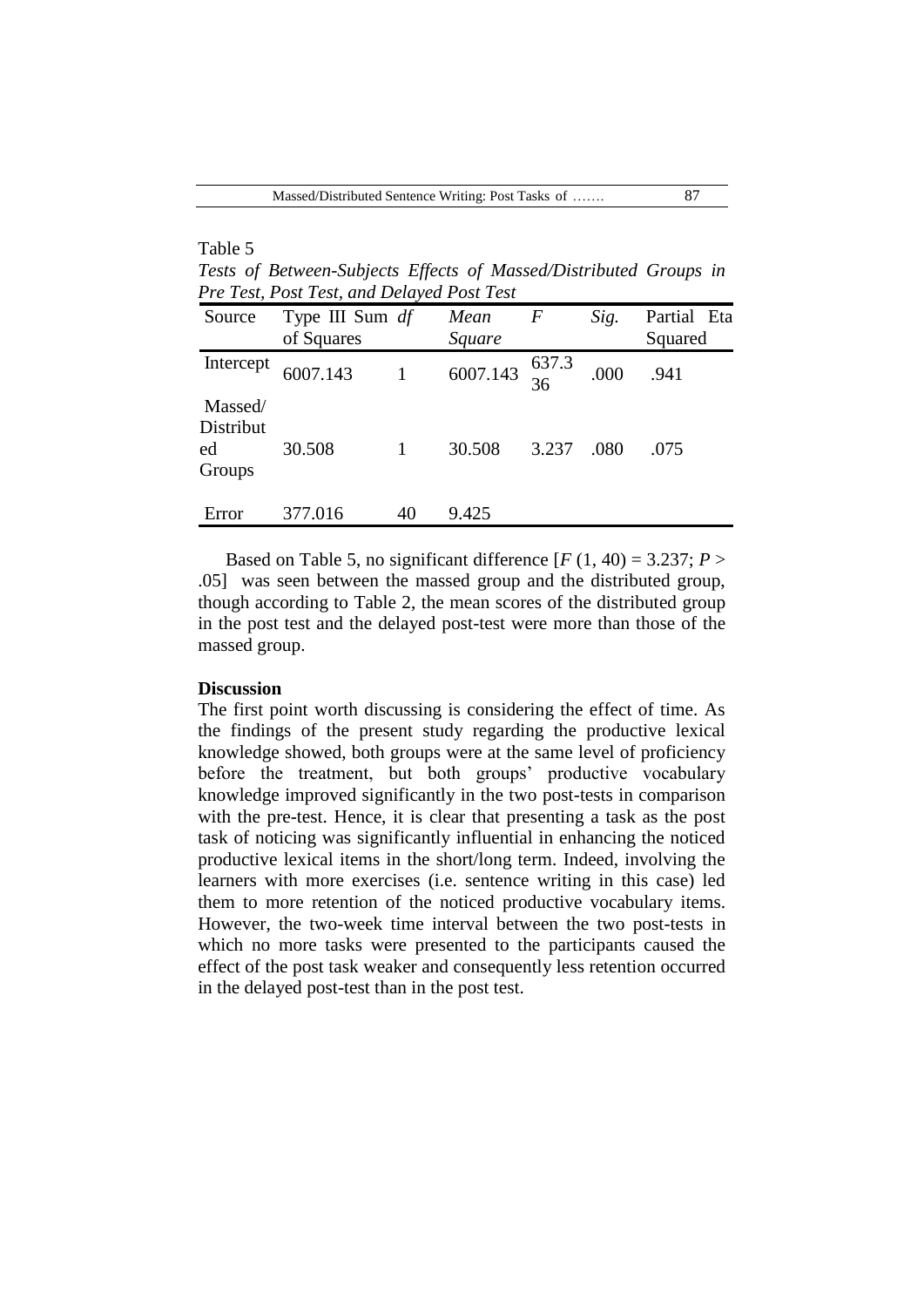Table 5

*Tests of Between-Subjects Effects of Massed/Distributed Groups in Pre Test, Post Test, and Delayed Post Test*

| Source | Type III Sum of Squares | *df* | *Mean Square* | *F* | *Sig.* | Partial Eta Squared |
|---|---|---|---|---|---|---|
| Intercept | 6007.143 | 1 | 6007.143 | 637.336 | .000 | .941 |
| Massed/ Distributed Groups | 30.508 | 1 | 30.508 | 3.237 | .080 | .075 |
| Error | 377.016 | 40 | 9.425 | | | |

Based on Table 5, no significant difference [$F$ (1, 40) = 3.237; $P$ > .05] was seen between the massed group and the distributed group, though according to Table 2, the mean scores of the distributed group in the post test and the delayed post-test were more than those of the massed group.

## Discussion

The first point worth discussing is considering the effect of time. As the findings of the present study regarding the productive lexical knowledge showed, both groups were at the same level of proficiency before the treatment, but both groups' productive vocabulary knowledge improved significantly in the two post-tests in comparison with the pre-test. Hence, it is clear that presenting a task as the post task of noticing was significantly influential in enhancing the noticed productive lexical items in the short/long term. Indeed, involving the learners with more exercises (i.e. sentence writing in this case) led them to more retention of the noticed productive vocabulary items. However, the two-week time interval between the two post-tests in which no more tasks were presented to the participants caused the effect of the post task weaker and consequently less retention occurred in the delayed post-test than in the post test.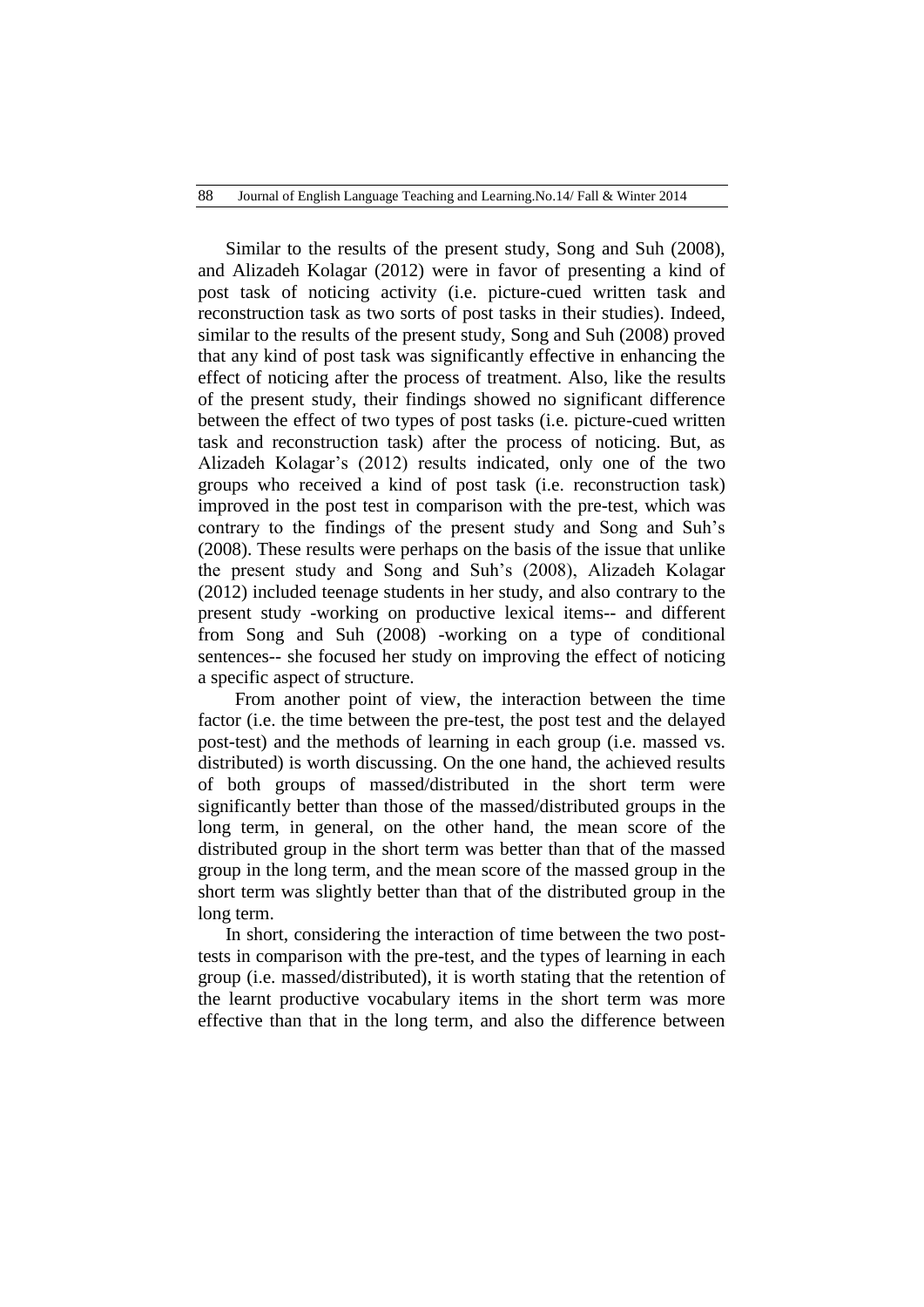Similar to the results of the present study, Song and Suh (2008), and Alizadeh Kolagar (2012) were in favor of presenting a kind of post task of noticing activity (i.e. picture-cued written task and reconstruction task as two sorts of post tasks in their studies). Indeed, similar to the results of the present study, Song and Suh (2008) proved that any kind of post task was significantly effective in enhancing the effect of noticing after the process of treatment. Also, like the results of the present study, their findings showed no significant difference between the effect of two types of post tasks (i.e. picture-cued written task and reconstruction task) after the process of noticing. But, as Alizadeh Kolagar's (2012) results indicated, only one of the two groups who received a kind of post task (i.e. reconstruction task) improved in the post test in comparison with the pre-test, which was contrary to the findings of the present study and Song and Suh's (2008). These results were perhaps on the basis of the issue that unlike the present study and Song and Suh's (2008), Alizadeh Kolagar (2012) included teenage students in her study, and also contrary to the present study -working on productive lexical items-- and different from Song and Suh (2008) -working on a type of conditional sentences-- she focused her study on improving the effect of noticing a specific aspect of structure.

From another point of view, the interaction between the time factor (i.e. the time between the pre-test, the post test and the delayed post-test) and the methods of learning in each group (i.e. massed vs. distributed) is worth discussing. On the one hand, the achieved results of both groups of massed/distributed in the short term were significantly better than those of the massed/distributed groups in the long term, in general, on the other hand, the mean score of the distributed group in the short term was better than that of the massed group in the long term, and the mean score of the massed group in the short term was slightly better than that of the distributed group in the long term.

In short, considering the interaction of time between the two post-tests in comparison with the pre-test, and the types of learning in each group (i.e. massed/distributed), it is worth stating that the retention of the learnt productive vocabulary items in the short term was more effective than that in the long term, and also the difference between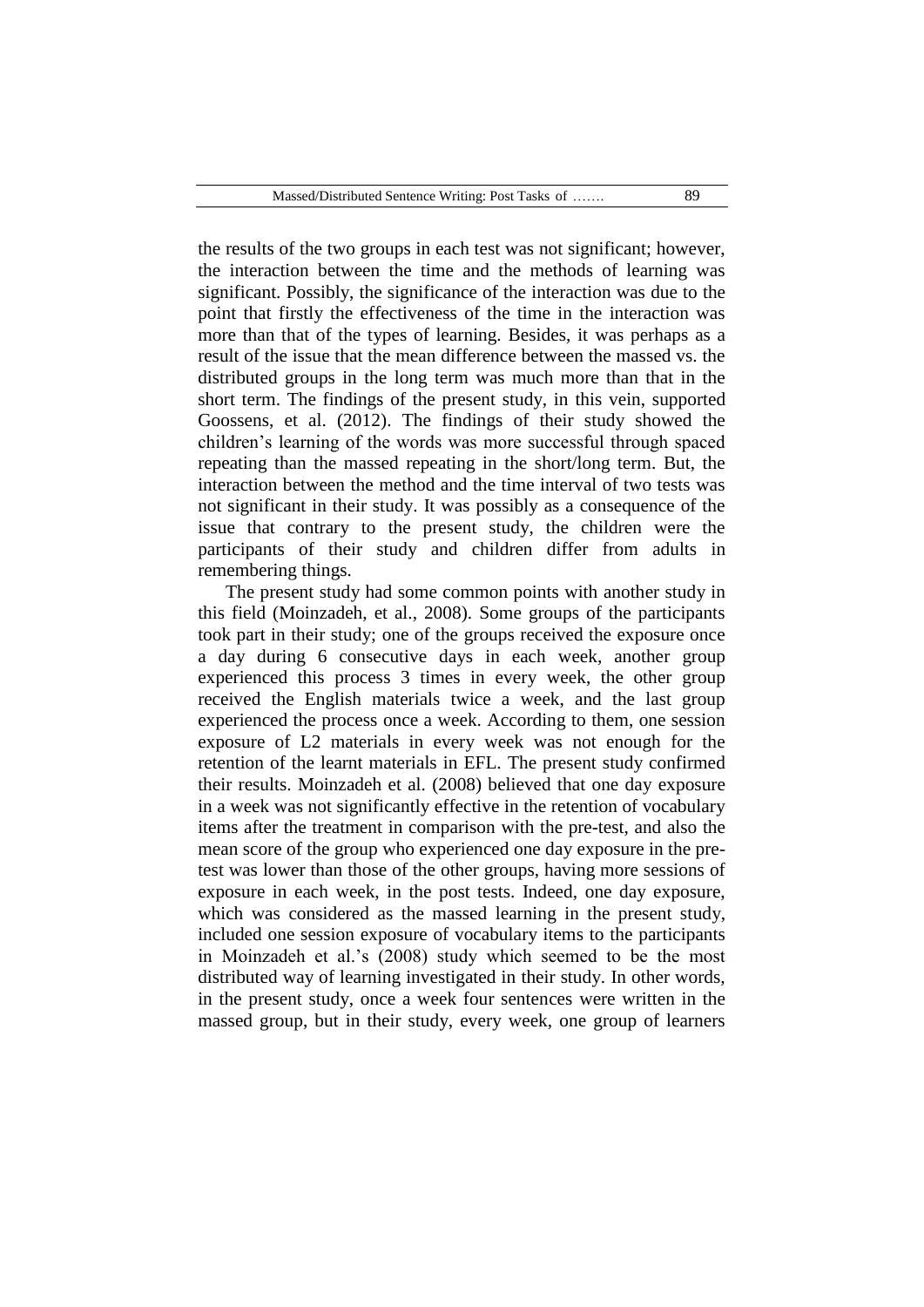the results of the two groups in each test was not significant; however, the interaction between the time and the methods of learning was significant. Possibly, the significance of the interaction was due to the point that firstly the effectiveness of the time in the interaction was more than that of the types of learning. Besides, it was perhaps as a result of the issue that the mean difference between the massed vs. the distributed groups in the long term was much more than that in the short term. The findings of the present study, in this vein, supported Goossens, et al. (2012). The findings of their study showed the children's learning of the words was more successful through spaced repeating than the massed repeating in the short/long term. But, the interaction between the method and the time interval of two tests was not significant in their study. It was possibly as a consequence of the issue that contrary to the present study, the children were the participants of their study and children differ from adults in remembering things.

The present study had some common points with another study in this field (Moinzadeh, et al., 2008). Some groups of the participants took part in their study; one of the groups received the exposure once a day during 6 consecutive days in each week, another group experienced this process 3 times in every week, the other group received the English materials twice a week, and the last group experienced the process once a week. According to them, one session exposure of L2 materials in every week was not enough for the retention of the learnt materials in EFL. The present study confirmed their results. Moinzadeh et al. (2008) believed that one day exposure in a week was not significantly effective in the retention of vocabulary items after the treatment in comparison with the pre-test, and also the mean score of the group who experienced one day exposure in the pre-test was lower than those of the other groups, having more sessions of exposure in each week, in the post tests. Indeed, one day exposure, which was considered as the massed learning in the present study, included one session exposure of vocabulary items to the participants in Moinzadeh et al.'s (2008) study which seemed to be the most distributed way of learning investigated in their study. In other words, in the present study, once a week four sentences were written in the massed group, but in their study, every week, one group of learners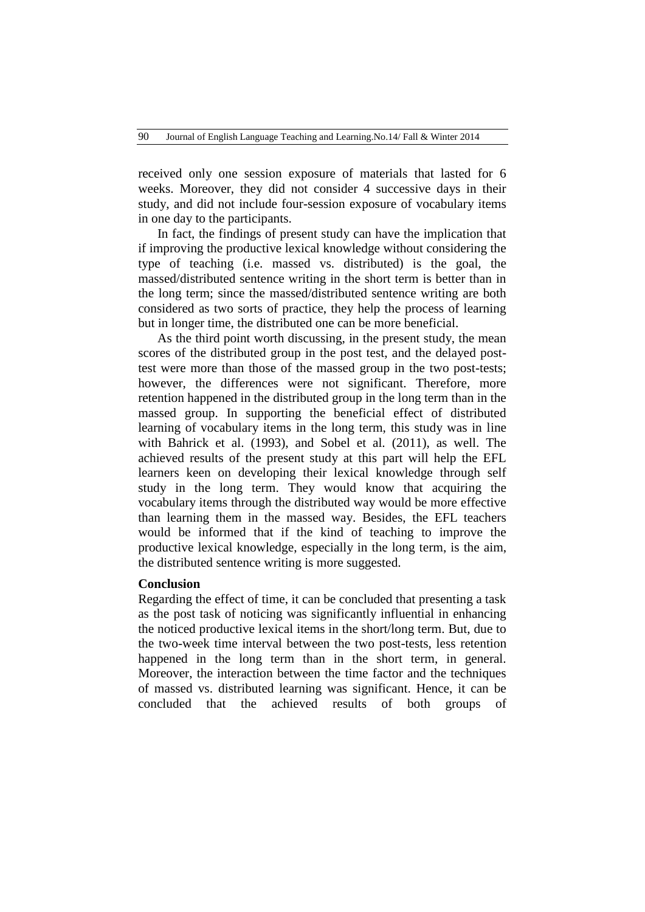received only one session exposure of materials that lasted for 6 weeks. Moreover, they did not consider 4 successive days in their study, and did not include four-session exposure of vocabulary items in one day to the participants.

In fact, the findings of present study can have the implication that if improving the productive lexical knowledge without considering the type of teaching (i.e. massed vs. distributed) is the goal, the massed/distributed sentence writing in the short term is better than in the long term; since the massed/distributed sentence writing are both considered as two sorts of practice, they help the process of learning but in longer time, the distributed one can be more beneficial.

As the third point worth discussing, in the present study, the mean scores of the distributed group in the post test, and the delayed post-test were more than those of the massed group in the two post-tests; however, the differences were not significant. Therefore, more retention happened in the distributed group in the long term than in the massed group. In supporting the beneficial effect of distributed learning of vocabulary items in the long term, this study was in line with Bahrick et al. (1993), and Sobel et al. (2011), as well. The achieved results of the present study at this part will help the EFL learners keen on developing their lexical knowledge through self study in the long term. They would know that acquiring the vocabulary items through the distributed way would be more effective than learning them in the massed way. Besides, the EFL teachers would be informed that if the kind of teaching to improve the productive lexical knowledge, especially in the long term, is the aim, the distributed sentence writing is more suggested.

**Conclusion**

Regarding the effect of time, it can be concluded that presenting a task as the post task of noticing was significantly influential in enhancing the noticed productive lexical items in the short/long term. But, due to the two-week time interval between the two post-tests, less retention happened in the long term than in the short term, in general. Moreover, the interaction between the time factor and the techniques of massed vs. distributed learning was significant. Hence, it can be concluded that the achieved results of both groups of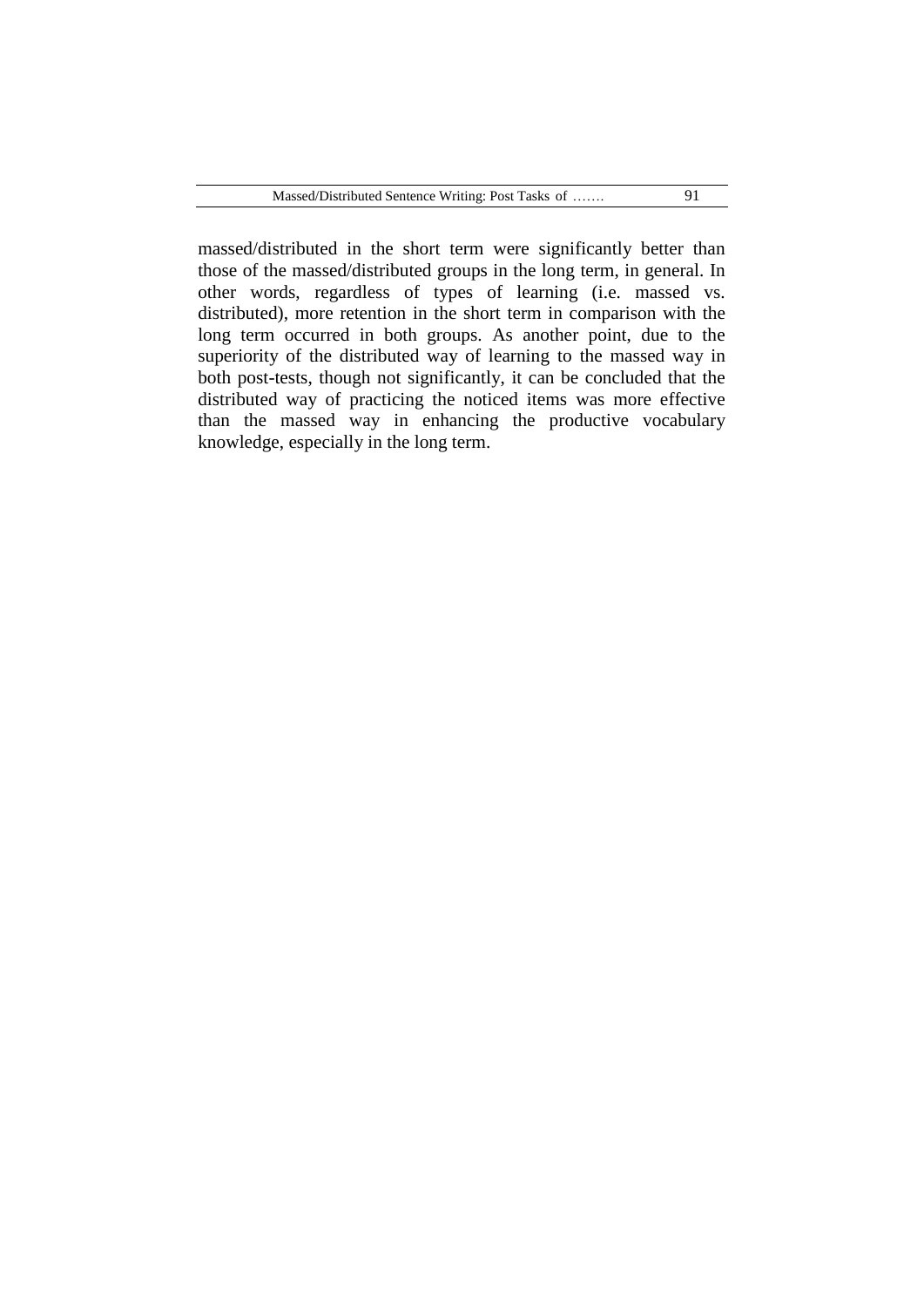massed/distributed in the short term were significantly better than those of the massed/distributed groups in the long term, in general. In other words, regardless of types of learning (i.e. massed vs. distributed), more retention in the short term in comparison with the long term occurred in both groups. As another point, due to the superiority of the distributed way of learning to the massed way in both post-tests, though not significantly, it can be concluded that the distributed way of practicing the noticed items was more effective than the massed way in enhancing the productive vocabulary knowledge, especially in the long term.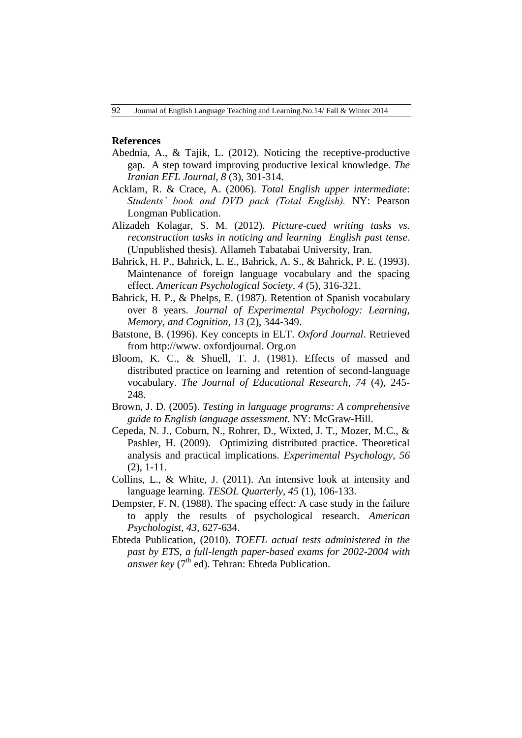**References**

Abednia, A., & Tajik, L. (2012). Noticing the receptive-productive gap. A step toward improving productive lexical knowledge. *The Iranian EFL Journal, 8* (3), 301-314.

Acklam, R. & Crace, A. (2006). *Total English upper intermediate*: *Students' book and DVD pack (Total English).* NY: Pearson Longman Publication.

Alizadeh Kolagar, S. M. (2012). *Picture-cued writing tasks vs. reconstruction tasks in noticing and learning English past tense*. (Unpublished thesis). Allameh Tabatabai University, Iran.

Bahrick, H. P., Bahrick, L. E., Bahrick, A. S., & Bahrick, P. E. (1993). Maintenance of foreign language vocabulary and the spacing effect. *American Psychological Society, 4* (5), 316-321.

Bahrick, H. P., & Phelps, E. (1987). Retention of Spanish vocabulary over 8 years. *Journal of Experimental Psychology: Learning, Memory, and Cognition, 13* (2), 344-349.

Batstone, B. (1996). Key concepts in ELT. *Oxford Journal*. Retrieved from http://www. oxfordjournal. Org.on

Bloom, K. C., & Shuell, T. J. (1981). Effects of massed and distributed practice on learning and retention of second-language vocabulary. *The Journal of Educational Research, 74* (4), 245-248.

Brown, J. D. (2005). *Testing in language programs: A comprehensive guide to English language assessment*. NY: McGraw-Hill.

Cepeda, N. J., Coburn, N., Rohrer, D., Wixted, J. T., Mozer, M.C., & Pashler, H. (2009). Optimizing distributed practice. Theoretical analysis and practical implications. *Experimental Psychology, 56* (2), 1-11.

Collins, L., & White, J. (2011). An intensive look at intensity and language learning. *TESOL Quarterly, 45* (1), 106-133.

Dempster, F. N. (1988). The spacing effect: A case study in the failure to apply the results of psychological research. *American Psychologist, 43*, 627-634.

Ebteda Publication, (2010). *TOEFL actual tests administered in the past by ETS, a full-length paper-based exams for 2002-2004 with answer key* (7th ed). Tehran: Ebteda Publication.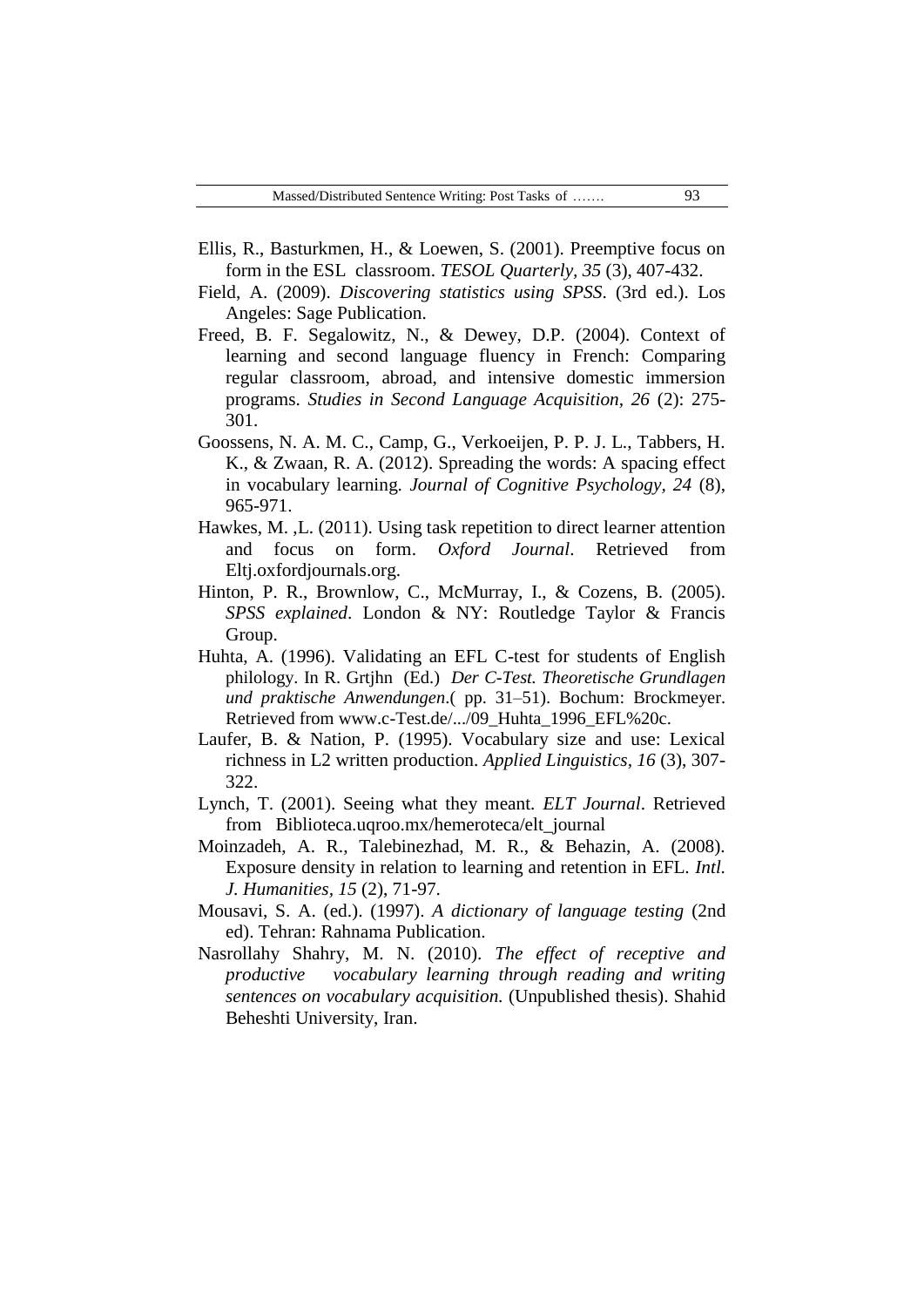Ellis, R., Basturkmen, H., & Loewen, S. (2001). Preemptive focus on form in the ESL classroom. *TESOL Quarterly, 35* (3), 407-432.

Field, A. (2009). *Discovering statistics using SPSS*. (3rd ed.). Los Angeles: Sage Publication.

Freed, B. F. Segalowitz, N., & Dewey, D.P. (2004). Context of learning and second language fluency in French: Comparing regular classroom, abroad, and intensive domestic immersion programs. *Studies in Second Language Acquisition, 26* (2): 275-301.

Goossens, N. A. M. C., Camp, G., Verkoeijen, P. P. J. L., Tabbers, H. K., & Zwaan, R. A. (2012). Spreading the words: A spacing effect in vocabulary learning. *Journal of Cognitive Psychology, 24* (8), 965-971.

Hawkes, M. ,L. (2011). Using task repetition to direct learner attention and focus on form. *Oxford Journal*. Retrieved from Eltj.oxfordjournals.org.

Hinton, P. R., Brownlow, C., McMurray, I., & Cozens, B. (2005). *SPSS explained*. London & NY: Routledge Taylor & Francis Group.

Huhta, A. (1996). Validating an EFL C-test for students of English philology. In R. Grtjhn (Ed.) *Der C-Test. Theoretische Grundlagen und praktische Anwendungen*.( pp. 31–51). Bochum: Brockmeyer. Retrieved from www.c-Test.de/.../09_Huhta_1996_EFL%20c.

Laufer, B. & Nation, P. (1995). Vocabulary size and use: Lexical richness in L2 written production. *Applied Linguistics, 16* (3), 307-322.

Lynch, T. (2001). Seeing what they meant. *ELT Journal*. Retrieved from Biblioteca.uqroo.mx/hemeroteca/elt_journal

Moinzadeh, A. R., Talebinezhad, M. R., & Behazin, A. (2008). Exposure density in relation to learning and retention in EFL. *Intl. J. Humanities, 15* (2), 71-97.

Mousavi, S. A. (ed.). (1997). *A dictionary of language testing* (2nd ed). Tehran: Rahnama Publication.

Nasrollahy Shahry, M. N. (2010). *The effect of receptive and productive vocabulary learning through reading and writing sentences on vocabulary acquisition.* (Unpublished thesis). Shahid Beheshti University, Iran.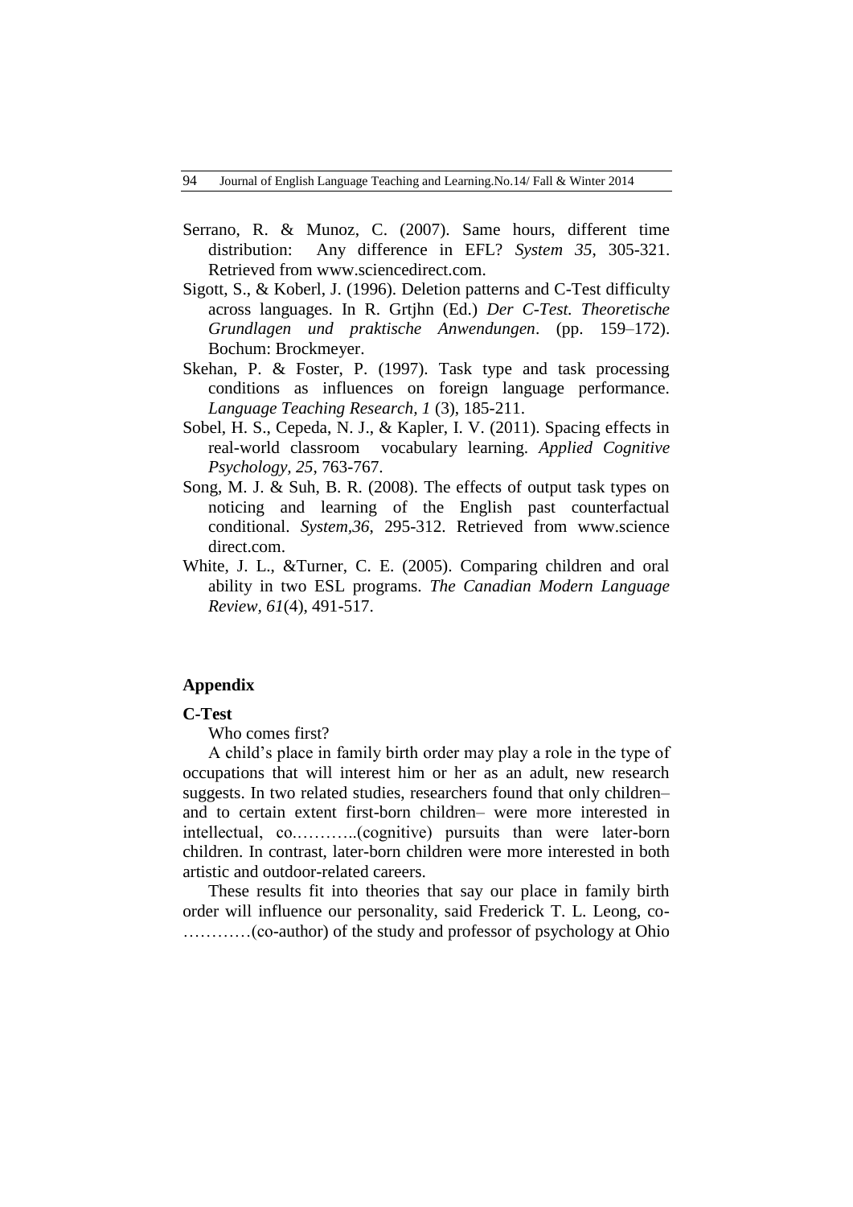Serrano, R. & Munoz, C. (2007). Same hours, different time distribution: Any difference in EFL? *System 35*, 305-321. Retrieved from www.sciencedirect.com.

Sigott, S., & Koberl, J. (1996). Deletion patterns and C-Test difficulty across languages. In R. Grtjhn (Ed.) *Der C-Test. Theoretische Grundlagen und praktische Anwendungen*. (pp. 159–172). Bochum: Brockmeyer.

Skehan, P. & Foster, P. (1997). Task type and task processing conditions as influences on foreign language performance. *Language Teaching Research, 1* (3), 185-211.

Sobel, H. S., Cepeda, N. J., & Kapler, I. V. (2011). Spacing effects in real-world classroom vocabulary learning. *Applied Cognitive Psychology, 25*, 763-767.

Song, M. J. & Suh, B. R. (2008). The effects of output task types on noticing and learning of the English past counterfactual conditional. *System,36*, 295-312. Retrieved from www.science direct.com.

White, J. L., &Turner, C. E. (2005). Comparing children and oral ability in two ESL programs. *The Canadian Modern Language Review, 61*(4), 491-517.

## Appendix

**C-Test**

Who comes first?

A child's place in family birth order may play a role in the type of occupations that will interest him or her as an adult, new research suggests. In two related studies, researchers found that only children– and to certain extent first-born children– were more interested in intellectual, co.………..(cognitive) pursuits than were later-born children. In contrast, later-born children were more interested in both artistic and outdoor-related careers.

These results fit into theories that say our place in family birth order will influence our personality, said Frederick T. L. Leong, co-…………(co-author) of the study and professor of psychology at Ohio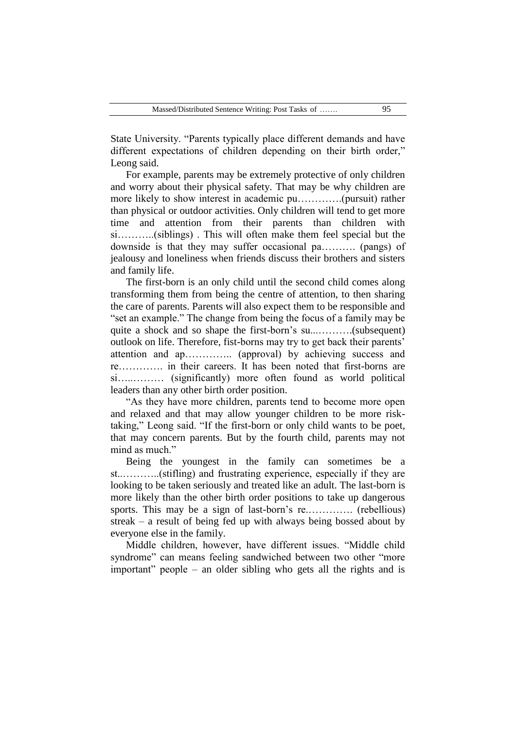State University. “Parents typically place different demands and have different expectations of children depending on their birth order,” Leong said.

For example, parents may be extremely protective of only children and worry about their physical safety. That may be why children are more likely to show interest in academic pu………….(pursuit) rather than physical or outdoor activities. Only children will tend to get more time and attention from their parents than children with si………..(siblings) . This will often make them feel special but the downside is that they may suffer occasional pa………. (pangs) of jealousy and loneliness when friends discuss their brothers and sisters and family life.

The first-born is an only child until the second child comes along transforming them from being the centre of attention, to then sharing the care of parents. Parents will also expect them to be responsible and “set an example.” The change from being the focus of a family may be quite a shock and so shape the first-born’s su..……….(subsequent) outlook on life. Therefore, fist-borns may try to get back their parents’ attention and ap………….. (approval) by achieving success and re…………. in their careers. It has been noted that first-borns are si…..……… (significantly) more often found as world political leaders than any other birth order position.

“As they have more children, parents tend to become more open and relaxed and that may allow younger children to be more risk-taking,” Leong said. “If the first-born or only child wants to be poet, that may concern parents. But by the fourth child, parents may not mind as much.”

Being the youngest in the family can sometimes be a st..………..(stifling) and frustrating experience, especially if they are looking to be taken seriously and treated like an adult. The last-born is more likely than the other birth order positions to take up dangerous sports. This may be a sign of last-born’s re.…………. (rebellious) streak – a result of being fed up with always being bossed about by everyone else in the family.

Middle children, however, have different issues. “Middle child syndrome” can means feeling sandwiched between two other “more important” people – an older sibling who gets all the rights and is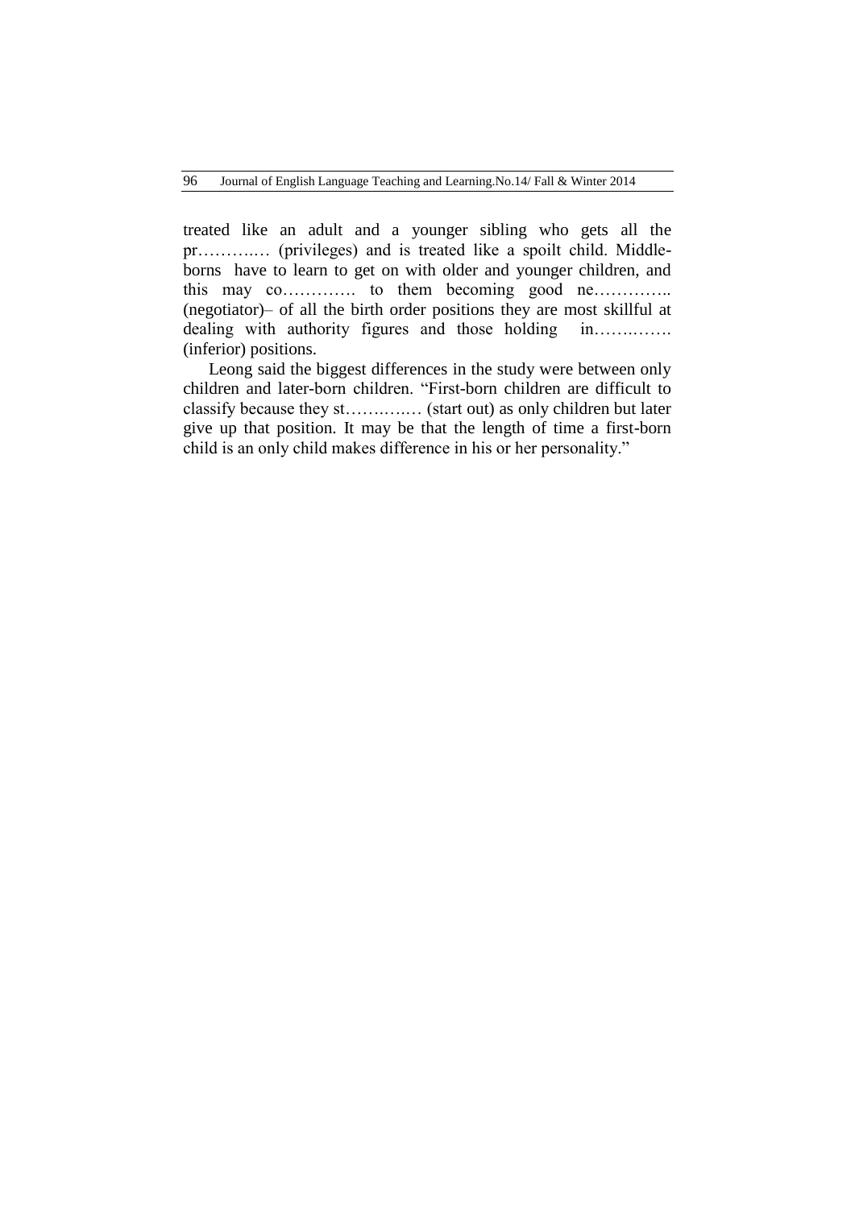treated like an adult and a younger sibling who gets all the pr………..… (privileges) and is treated like a spoilt child. Middle-borns have to learn to get on with older and younger children, and this may co…………. to them becoming good ne………….. (negotiator)– of all the birth order positions they are most skillful at dealing with authority figures and those holding in…….……. (inferior) positions.

Leong said the biggest differences in the study were between only children and later-born children. "First-born children are difficult to classify because they st……….…… (start out) as only children but later give up that position. It may be that the length of time a first-born child is an only child makes difference in his or her personality."